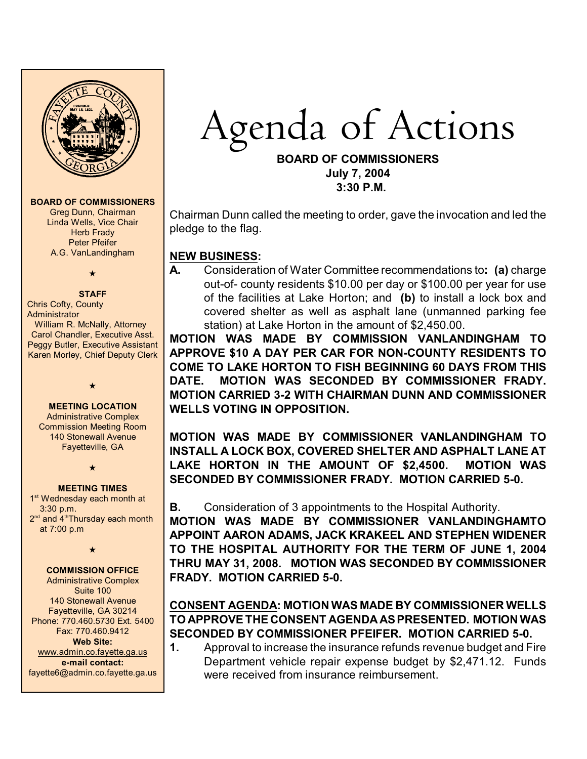# Agenda of Actions

**BOARD OF COMMISSIONERS**
**July 7, 2004**
**3:30 P.M.**

Chairman Dunn called the meeting to order, gave the invocation and led the pledge to the flag.

## NEW BUSINESS:

**A.** Consideration of Water Committee recommendations to**: (a)** charge out-of- county residents $10.00 per day or $100.00 per year for use of the facilities at Lake Horton; and **(b)** to install a lock box and covered shelter as well as asphalt lane (unmanned parking fee station) at Lake Horton in the amount of $2,450.00.

**MOTION WAS MADE BY COMMISSION VANLANDINGHAM TO APPROVE $10 A DAY PER CAR FOR NON-COUNTY RESIDENTS TO COME TO LAKE HORTON TO FISH BEGINNING 60 DAYS FROM THIS DATE. MOTION WAS SECONDED BY COMMISSIONER FRADY. MOTION CARRIED 3-2 WITH CHAIRMAN DUNN AND COMMISSIONER WELLS VOTING IN OPPOSITION.**

**MOTION WAS MADE BY COMMISSIONER VANLANDINGHAM TO INSTALL A LOCK BOX, COVERED SHELTER AND ASPHALT LANE AT LAKE HORTON IN THE AMOUNT OF $2,4500. MOTION WAS SECONDED BY COMMISSIONER FRADY. MOTION CARRIED 5-0.**

**B.** Consideration of 3 appointments to the Hospital Authority.

**MOTION WAS MADE BY COMMISSIONER VANLANDINGHAMTO APPOINT AARON ADAMS, JACK KRAKEEL AND STEPHEN WIDENER TO THE HOSPITAL AUTHORITY FOR THE TERM OF JUNE 1, 2004 THRU MAY 31, 2008. MOTION WAS SECONDED BY COMMISSIONER FRADY. MOTION CARRIED 5-0.**

**CONSENT AGENDA: MOTION WAS MADE BY COMMISSIONER WELLS TO APPROVE THE CONSENT AGENDA AS PRESENTED. MOTION WAS SECONDED BY COMMISSIONER PFEIFER. MOTION CARRIED 5-0.**

**1.** Approval to increase the insurance refunds revenue budget and Fire Department vehicle repair expense budget by $2,471.12. Funds were received from insurance reimbursement.

---

**BOARD OF COMMISSIONERS**
Greg Dunn, Chairman
Linda Wells, Vice Chair
Herb Frady
Peter Pfeifer
A.G. VanLandingham

★

**STAFF**
Chris Cofty, County Administrator
William R. McNally, Attorney
Carol Chandler, Executive Asst.
Peggy Butler, Executive Assistant
Karen Morley, Chief Deputy Clerk

★

**MEETING LOCATION**
Administrative Complex
Commission Meeting Room
140 Stonewall Avenue
Fayetteville, GA

★

**MEETING TIMES**
1st Wednesday each month at 3:30 p.m.
2nd and 4th Thursday each month at 7:00 p.m

★

**COMMISSION OFFICE**
Administrative Complex
Suite 100
140 Stonewall Avenue
Fayetteville, GA 30214
Phone: 770.460.5730 Ext. 5400
Fax: 770.460.9412
**Web Site:**
www.admin.co.fayette.ga.us
**e-mail contact:**
fayette6@admin.co.fayette.ga.us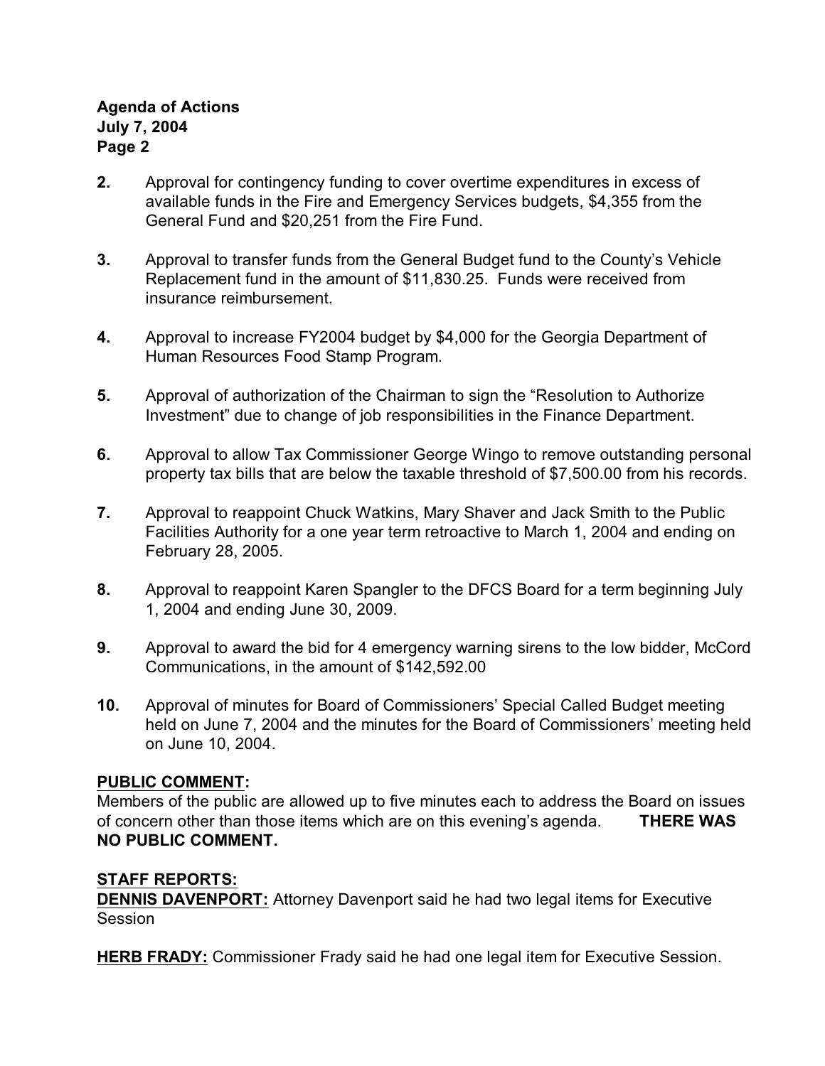2. Approval for contingency funding to cover overtime expenditures in excess of available funds in the Fire and Emergency Services budgets, $4,355 from the General Fund and $20,251 from the Fire Fund.

3. Approval to transfer funds from the General Budget fund to the County's Vehicle Replacement fund in the amount of $11,830.25. Funds were received from insurance reimbursement.

4. Approval to increase FY2004 budget by $4,000 for the Georgia Department of Human Resources Food Stamp Program.

5. Approval of authorization of the Chairman to sign the "Resolution to Authorize Investment" due to change of job responsibilities in the Finance Department.

6. Approval to allow Tax Commissioner George Wingo to remove outstanding personal property tax bills that are below the taxable threshold of $7,500.00 from his records.

7. Approval to reappoint Chuck Watkins, Mary Shaver and Jack Smith to the Public Facilities Authority for a one year term retroactive to March 1, 2004 and ending on February 28, 2005.

8. Approval to reappoint Karen Spangler to the DFCS Board for a term beginning July 1, 2004 and ending June 30, 2009.

9. Approval to award the bid for 4 emergency warning sirens to the low bidder, McCord Communications, in the amount of $142,592.00

10. Approval of minutes for Board of Commissioners' Special Called Budget meeting held on June 7, 2004 and the minutes for the Board of Commissioners' meeting held on June 10, 2004.

**PUBLIC COMMENT:**
Members of the public are allowed up to five minutes each to address the Board on issues of concern other than those items which are on this evening's agenda. **THERE WAS NO PUBLIC COMMENT.**

**STAFF REPORTS:**
**DENNIS DAVENPORT:** Attorney Davenport said he had two legal items for Executive Session

**HERB FRADY:** Commissioner Frady said he had one legal item for Executive Session.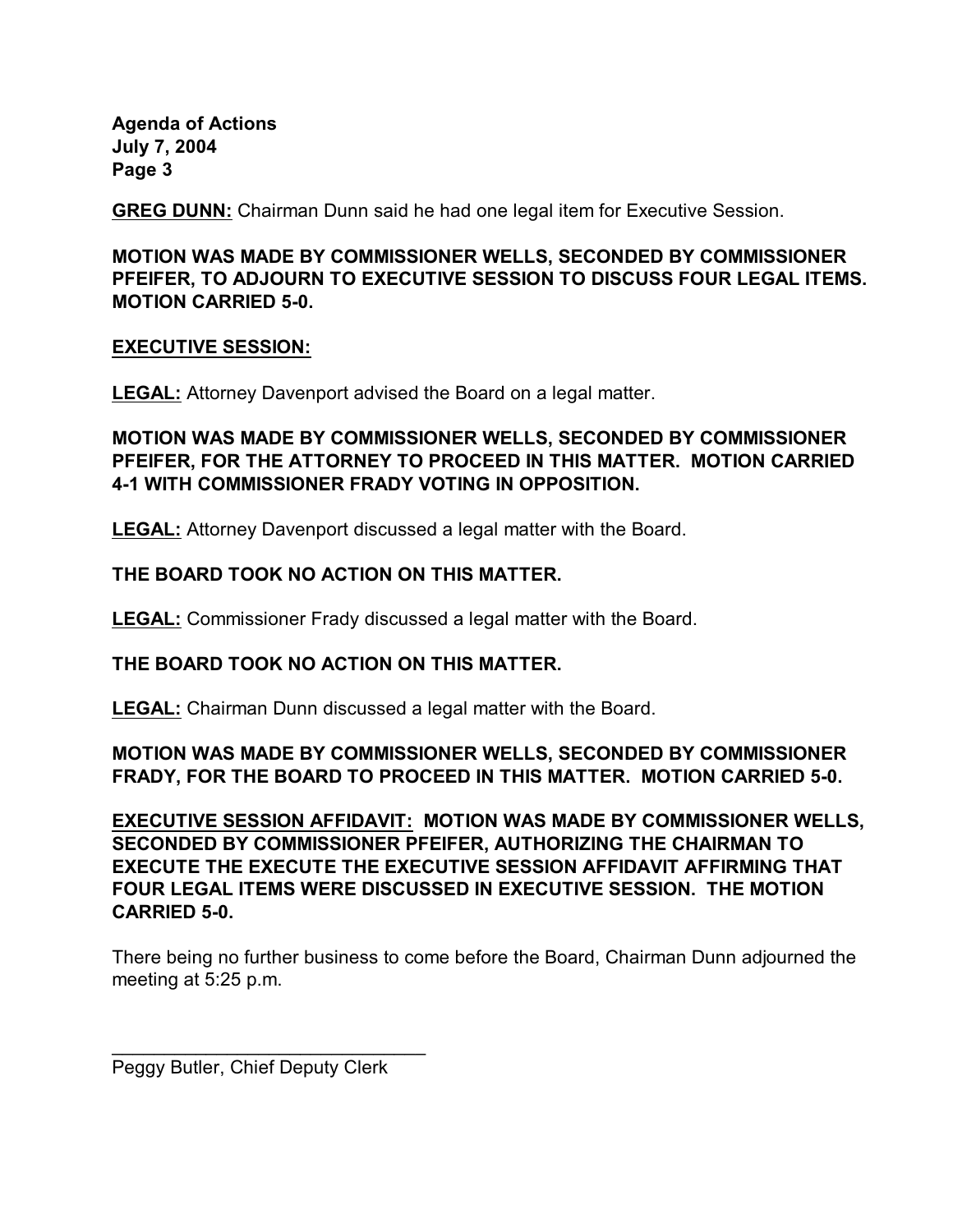**GREG DUNN:** Chairman Dunn said he had one legal item for Executive Session.

**MOTION WAS MADE BY COMMISSIONER WELLS, SECONDED BY COMMISSIONER PFEIFER, TO ADJOURN TO EXECUTIVE SESSION TO DISCUSS FOUR LEGAL ITEMS. MOTION CARRIED 5-0.**

**EXECUTIVE SESSION:**

**LEGAL:** Attorney Davenport advised the Board on a legal matter.

**MOTION WAS MADE BY COMMISSIONER WELLS, SECONDED BY COMMISSIONER PFEIFER, FOR THE ATTORNEY TO PROCEED IN THIS MATTER. MOTION CARRIED 4-1 WITH COMMISSIONER FRADY VOTING IN OPPOSITION.**

**LEGAL:** Attorney Davenport discussed a legal matter with the Board.

**THE BOARD TOOK NO ACTION ON THIS MATTER.**

**LEGAL:** Commissioner Frady discussed a legal matter with the Board.

**THE BOARD TOOK NO ACTION ON THIS MATTER.**

**LEGAL:** Chairman Dunn discussed a legal matter with the Board.

**MOTION WAS MADE BY COMMISSIONER WELLS, SECONDED BY COMMISSIONER FRADY, FOR THE BOARD TO PROCEED IN THIS MATTER. MOTION CARRIED 5-0.**

**EXECUTIVE SESSION AFFIDAVIT: MOTION WAS MADE BY COMMISSIONER WELLS, SECONDED BY COMMISSIONER PFEIFER, AUTHORIZING THE CHAIRMAN TO EXECUTE THE EXECUTE THE EXECUTIVE SESSION AFFIDAVIT AFFIRMING THAT FOUR LEGAL ITEMS WERE DISCUSSED IN EXECUTIVE SESSION. THE MOTION CARRIED 5-0.**

There being no further business to come before the Board, Chairman Dunn adjourned the meeting at 5:25 p.m.

\_\_\_\_\_\_\_\_\_\_\_\_\_\_\_\_\_\_\_\_\_\_\_\_\_\_\_\_\_\_

Peggy Butler, Chief Deputy Clerk